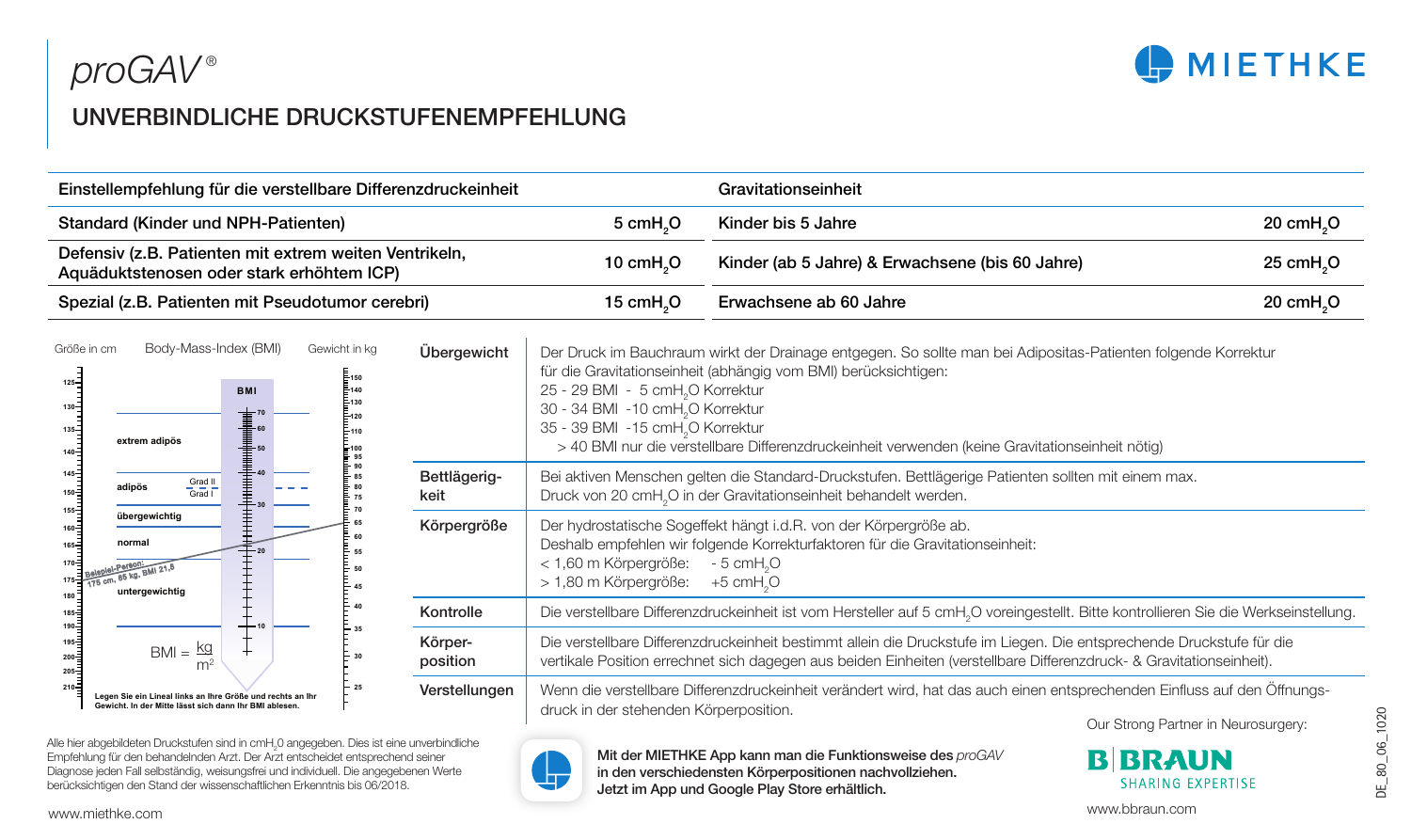# proGAV®

## UNVERBINDLICHE DRUCKSTUFENEMPFEHLUNG

| Einstellempfehlung für die verstellbare Differenzdruckeinheit | | Gravitationseinheit | |
|---|---|---|---|
| Standard (Kinder und NPH-Patienten) | 5 $cmH_2O$ | Kinder bis 5 Jahre | 20 $cmH_2O$ |
| Defensiv (z.B. Patienten mit extrem weiten Ventrikeln, Aquäduktstenosen oder stark erhöhtem ICP) | 10 $cmH_2O$ | Kinder (ab 5 Jahre) & Erwachsene (bis 60 Jahre) | 25 $cmH_2O$ |
| Spezial (z.B. Patienten mit Pseudotumor cerebri) | 15 $cmH_2O$ | Erwachsene ab 60 Jahre | 20 $cmH_2O$ |

Größe in cm
Body-Mass-Index (BMI)
Gewicht in kg
BMI
extrem adipös
adipös
Grad II
Grad I
übergewichtig
normal
Beispiel-Person: 175 cm, 65 kg, BMI 21,6
untergewichtig
$BMI = \frac{kg}{m^2}$

Legen Sie ein Lineal links an Ihre Größe und rechts an Ihr Gewicht. In der Mitte lässt sich dann Ihr BMI ablesen.

| | |
|---|---|
| Übergewicht | Der Druck im Bauchraum wirkt der Drainage entgegen. So sollte man bei Adipositas-Patienten folgende Korrektur für die Gravitationseinheit (abhängig vom BMI) berücksichtigen:<br>25 - 29 BMI - 5 $cmH_2O$ Korrektur<br>30 - 34 BMI -10 $cmH_2O$ Korrektur<br>35 - 39 BMI -15 $cmH_2O$ Korrektur<br>> 40 BMI nur die verstellbare Differenzdruckeinheit verwenden (keine Gravitationseinheit nötig) |
| Bettlägerigkeit | Bei aktiven Menschen gelten die Standard-Druckstufen. Bettlägerige Patienten sollten mit einem max. Druck von 20 $cmH_2O$ in der Gravitationseinheit behandelt werden. |
| Körpergröße | Der hydrostatische Sogeffekt hängt i.d.R. von der Körpergröße ab.<br>Deshalb empfehlen wir folgende Korrekturfaktoren für die Gravitationseinheit:<br>< 1,60 m Körpergröße: - 5 $cmH_2O$<br>> 1,80 m Körpergröße: +5 $cmH_2O$ |
| Kontrolle | Die verstellbare Differenzdruckeinheit ist vom Hersteller auf 5 $cmH_2O$ voreingestellt. Bitte kontrollieren Sie die Werkseinstellung. |
| Körperposition | Die verstellbare Differenzdruckeinheit bestimmt allein die Druckstufe im Liegen. Die entsprechende Druckstufe für die vertikale Position errechnet sich dagegen aus beiden Einheiten (verstellbare Differenzdruck- & Gravitationseinheit). |
| Verstellungen | Wenn die verstellbare Differenzdruckeinheit verändert wird, hat das auch einen entsprechenden Einfluss auf den Öffnungsdruck in der stehenden Körperposition. |

Alle hier abgebildeten Druckstufen sind in $cmH_2O$ angegeben. Dies ist eine unverbindliche Empfehlung für den behandelnden Arzt. Der Arzt entscheidet entsprechend seiner Diagnose jeden Fall selbständig, weisungsfrei und individuell. Die angegebenen Werte berücksichtigen den Stand der wissenschaftlichen Erkenntnis bis 06/2018.

**Mit der MIETHKE App kann man die Funktionsweise des *proGAV* in den verschiedensten Körperpositionen nachvollziehen. Jetzt im App und Google Play Store erhältlich.**

Our Strong Partner in Neurosurgery:

B|BRAUN SHARING EXPERTISE

www.miethke.com

www.bbraun.com

DE_80_06_1020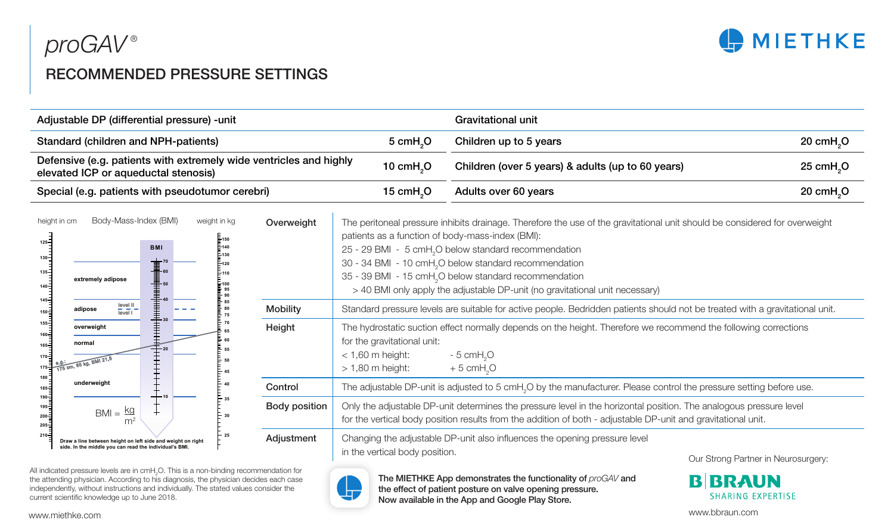# proGAV®

MIETHKE

## RECOMMENDED PRESSURE SETTINGS

| Adjustable DP (differential pressure) -unit | | Gravitational unit | |
|---|---|---|---|
| Standard (children and NPH-patients) | 5 $cmH_2O$ | Children up to 5 years | 20 $cmH_2O$ |
| Defensive (e.g. patients with extremely wide ventricles and highly elevated ICP or aqueductal stenosis) | 10 $cmH_2O$ | Children (over 5 years) & adults (up to 60 years) | 25 $cmH_2O$ |
| Special (e.g. patients with pseudotumor cerebri) | 15 $cmH_2O$ | Adults over 60 years | 20 $cmH_2O$ |

height in cm
Body-Mass-Index (BMI)
weight in kg
BMI
extremely adipose
adipose
level II
level I
overweight
normal
underweight
e.g.: 175 cm, 65 kg, BMI 21,5
$BMI = \frac{kg}{m^2}$
Draw a line between height on left side and weight on right side. In the middle you can read the individual's BMI.

| | |
|---|---|
| Overweight | The peritoneal pressure inhibits drainage. Therefore the use of the gravitational unit should be considered for overweight patients as a function of body-mass-index (BMI):<br>25 - 29 BMI - 5 $cmH_2O$ below standard recommendation<br>30 - 34 BMI - 10 $cmH_2O$ below standard recommendation<br>35 - 39 BMI - 15 $cmH_2O$ below standard recommendation<br>> 40 BMI only apply the adjustable DP-unit (no gravitational unit necessary) |
| Mobility | Standard pressure levels are suitable for active people. Bedridden patients should not be treated with a gravitational unit. |
| Height | The hydrostatic suction effect normally depends on the height. Therefore we recommend the following corrections for the gravitational unit:<br>< 1,60 m height: - 5 $cmH_2O$<br>> 1,80 m height: + 5 $cmH_2O$ |
| Control | The adjustable DP-unit is adjusted to 5 $cmH_2O$ by the manufacturer. Please control the pressure setting before use. |
| Body position | Only the adjustable DP-unit determines the pressure level in the horizontal position. The analogous pressure level for the vertical body position results from the addition of both - adjustable DP-unit and gravitational unit. |
| Adjustment | Changing the adjustable DP-unit also influences the opening pressure level in the vertical body position. |

All indicated pressure levels are in $cmH_2O$. This is a non-binding recommendation for the attending physician. According to his diagnosis, the physician decides each case independently, without instructions and individually. The stated values consider the current scientific knowledge up to June 2018.

**The MIETHKE App demonstrates the functionality of *proGAV* and the effect of patient posture on valve opening pressure. Now available in the App and Google Play Store.**

Our Strong Partner in Neurosurgery:

B|BRAUN SHARING EXPERTISE

www.miethke.com

www.bbraun.com